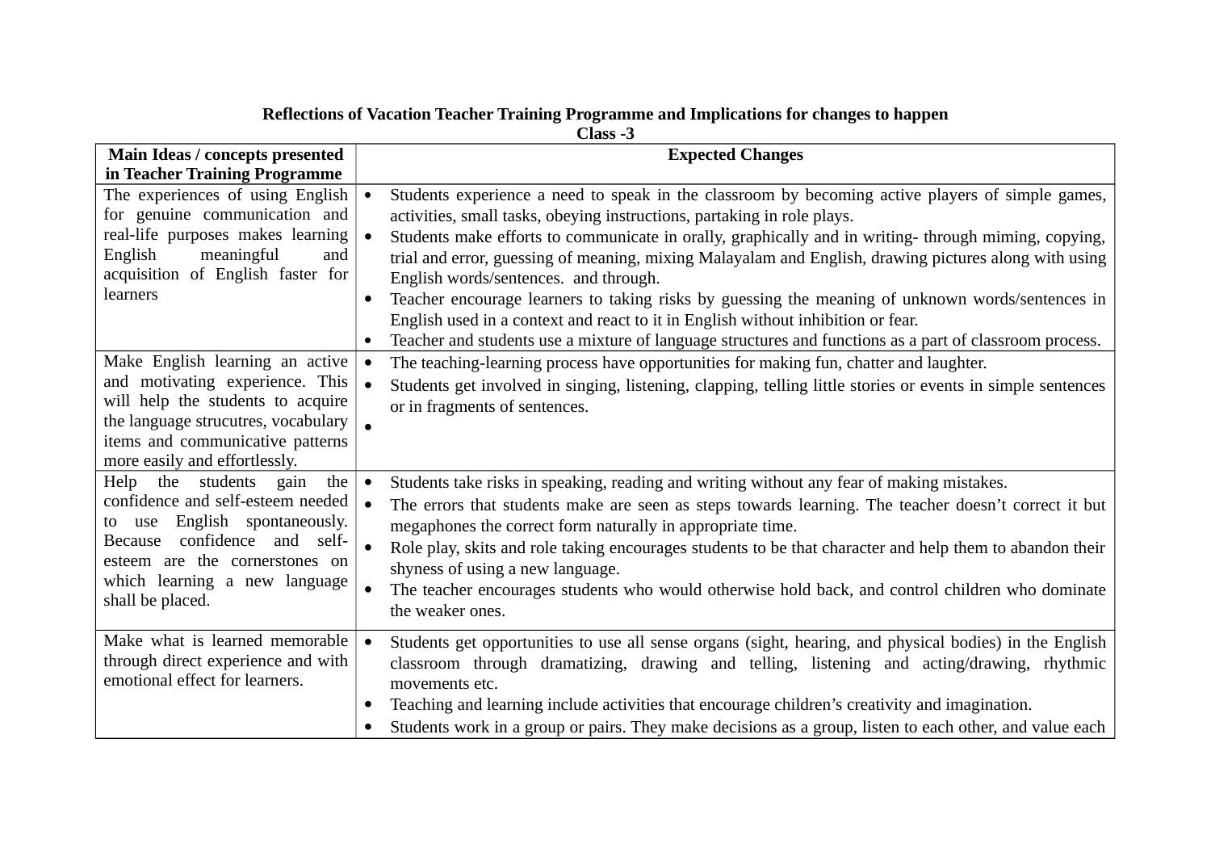**Reflections of Vacation Teacher Training Programme and Implications for changes to happen**

**Class -3**

| Main Ideas / concepts presented in Teacher Training Programme | Expected Changes |
|---|---|
| The experiences of using English for genuine communication and real-life purposes makes learning English meaningful and acquisition of English faster for learners | • Students experience a need to speak in the classroom by becoming active players of simple games, activities, small tasks, obeying instructions, partaking in role plays.<br>• Students make efforts to communicate in orally, graphically and in writing- through miming, copying, trial and error, guessing of meaning, mixing Malayalam and English, drawing pictures along with using English words/sentences. and through.<br>• Teacher encourage learners to taking risks by guessing the meaning of unknown words/sentences in English used in a context and react to it in English without inhibition or fear.<br>• Teacher and students use a mixture of language structures and functions as a part of classroom process. |
| Make English learning an active and motivating experience. This will help the students to acquire the language strucutres, vocabulary items and communicative patterns more easily and effortlessly. | • The teaching-learning process have opportunities for making fun, chatter and laughter.<br>• Students get involved in singing, listening, clapping, telling little stories or events in simple sentences or in fragments of sentences.<br>• |
| Help the students gain the confidence and self-esteem needed to use English spontaneously. Because confidence and self-esteem are the cornerstones on which learning a new language shall be placed. | • Students take risks in speaking, reading and writing without any fear of making mistakes.<br>• The errors that students make are seen as steps towards learning. The teacher doesn't correct it but megaphones the correct form naturally in appropriate time.<br>• Role play, skits and role taking encourages students to be that character and help them to abandon their shyness of using a new language.<br>• The teacher encourages students who would otherwise hold back, and control children who dominate the weaker ones. |
| Make what is learned memorable through direct experience and with emotional effect for learners. | • Students get opportunities to use all sense organs (sight, hearing, and physical bodies) in the English classroom through dramatizing, drawing and telling, listening and acting/drawing, rhythmic movements etc.<br>• Teaching and learning include activities that encourage children's creativity and imagination.<br>• Students work in a group or pairs. They make decisions as a group, listen to each other, and value each |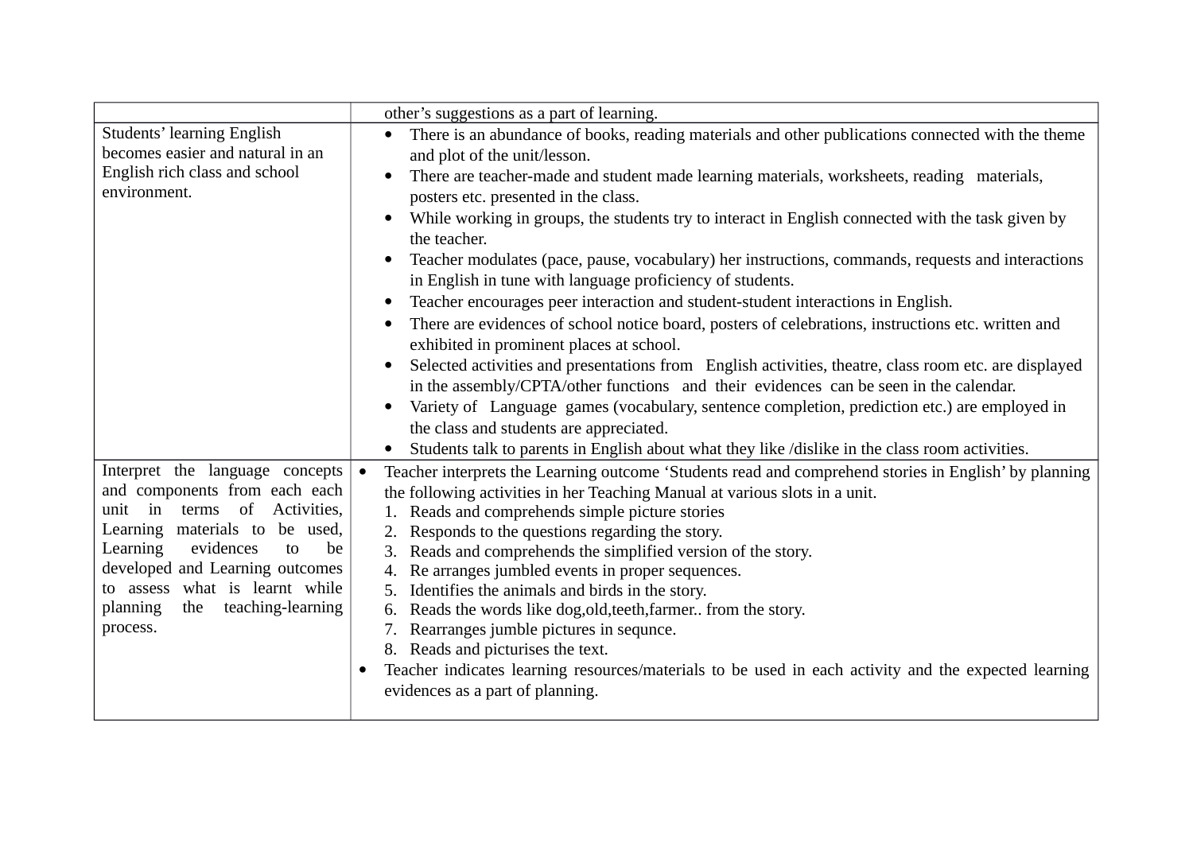| | |
|---|---|
| | other's suggestions as a part of learning. |
| Students' learning English becomes easier and natural in an English rich class and school environment. | • There is an abundance of books, reading materials and other publications connected with the theme and plot of the unit/lesson.<br>• There are teacher-made and student made learning materials, worksheets, reading materials, posters etc. presented in the class.<br>• While working in groups, the students try to interact in English connected with the task given by the teacher.<br>• Teacher modulates (pace, pause, vocabulary) her instructions, commands, requests and interactions in English in tune with language proficiency of students.<br>• Teacher encourages peer interaction and student-student interactions in English.<br>• There are evidences of school notice board, posters of celebrations, instructions etc. written and exhibited in prominent places at school.<br>• Selected activities and presentations from English activities, theatre, class room etc. are displayed in the assembly/CPTA/other functions and their evidences can be seen in the calendar.<br>• Variety of Language games (vocabulary, sentence completion, prediction etc.) are employed in the class and students are appreciated.<br>• Students talk to parents in English about what they like /dislike in the class room activities. |
| Interpret the language concepts and components from each each unit in terms of Activities, Learning materials to be used, Learning evidences to be developed and Learning outcomes to assess what is learnt while planning the teaching-learning process. | • Teacher interprets the Learning outcome 'Students read and comprehend stories in English' by planning the following activities in her Teaching Manual at various slots in a unit.<br>1. Reads and comprehends simple picture stories<br>2. Responds to the questions regarding the story.<br>3. Reads and comprehends the simplified version of the story.<br>4. Re arranges jumbled events in proper sequences.<br>5. Identifies the animals and birds in the story.<br>6. Reads the words like dog,old,teeth,farmer.. from the story.<br>7. Rearranges jumble pictures in sequnce.<br>8. Reads and picturises the text.<br>• Teacher indicates learning resources/materials to be used in each activity and the expected learning evidences as a part of planning. |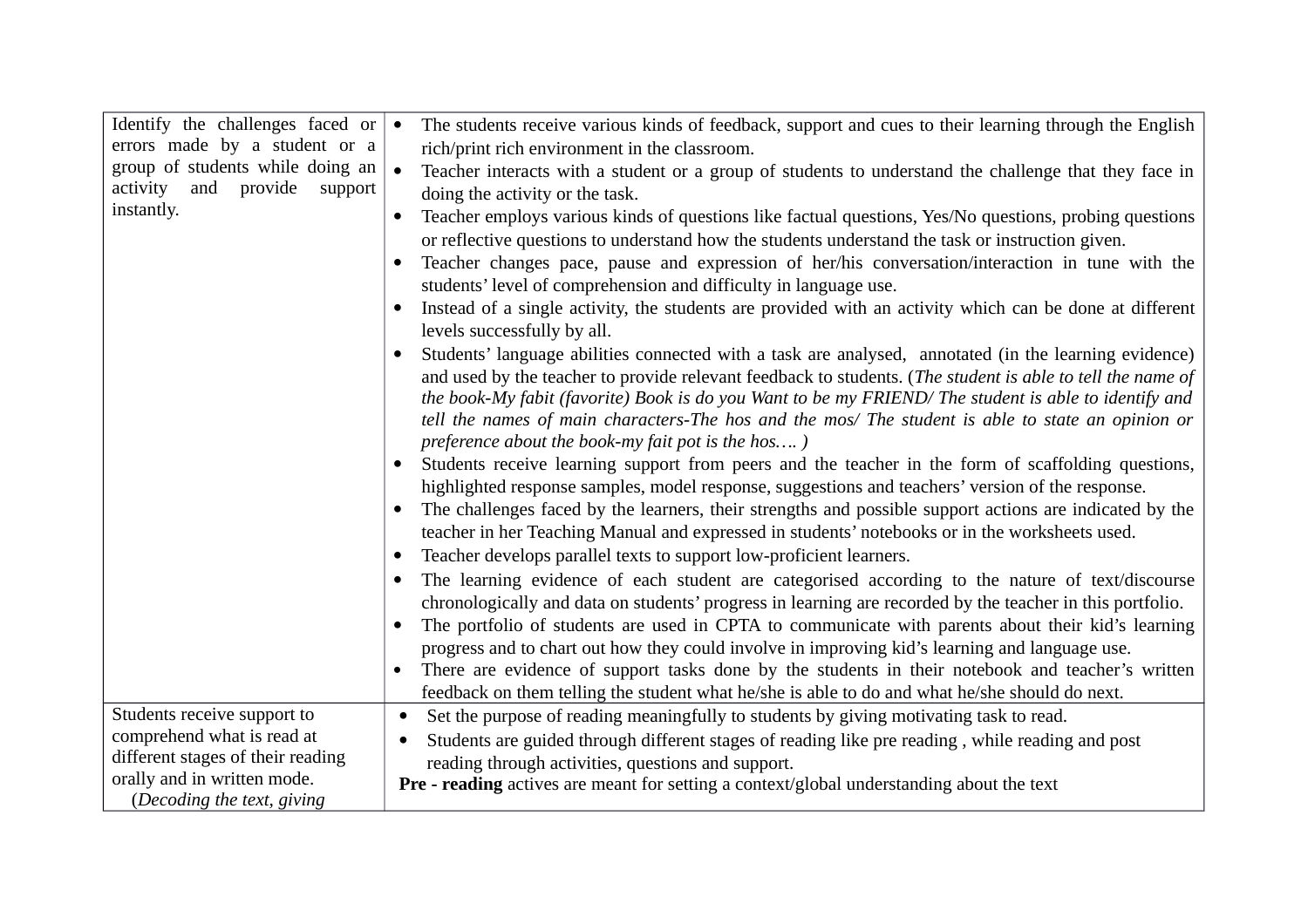| | |
|---|---|
| Identify the challenges faced or errors made by a student or a group of students while doing an activity and provide support instantly. | • The students receive various kinds of feedback, support and cues to their learning through the English rich/print rich environment in the classroom.<br>• Teacher interacts with a student or a group of students to understand the challenge that they face in doing the activity or the task.<br>• Teacher employs various kinds of questions like factual questions, Yes/No questions, probing questions or reflective questions to understand how the students understand the task or instruction given.<br>• Teacher changes pace, pause and expression of her/his conversation/interaction in tune with the students' level of comprehension and difficulty in language use.<br>• Instead of a single activity, the students are provided with an activity which can be done at different levels successfully by all.<br>• Students' language abilities connected with a task are analysed, annotated (in the learning evidence) and used by the teacher to provide relevant feedback to students. (*The student is able to tell the name of the book-My fabit (favorite) Book is do you Want to be my FRIEND/ The student is able to identify and tell the names of main characters-The hos and the mos/ The student is able to state an opinion or preference about the book-my fait pot is the hos…. )*<br>• Students receive learning support from peers and the teacher in the form of scaffolding questions, highlighted response samples, model response, suggestions and teachers' version of the response.<br>• The challenges faced by the learners, their strengths and possible support actions are indicated by the teacher in her Teaching Manual and expressed in students' notebooks or in the worksheets used.<br>• Teacher develops parallel texts to support low-proficient learners.<br>• The learning evidence of each student are categorised according to the nature of text/discourse chronologically and data on students' progress in learning are recorded by the teacher in this portfolio.<br>• The portfolio of students are used in CPTA to communicate with parents about their kid's learning progress and to chart out how they could involve in improving kid's learning and language use.<br>• There are evidence of support tasks done by the students in their notebook and teacher's written feedback on them telling the student what he/she is able to do and what he/she should do next. |
| Students receive support to comprehend what is read at different stages of their reading orally and in written mode. (*Decoding the text, giving* | • Set the purpose of reading meaningfully to students by giving motivating task to read.<br>• Students are guided through different stages of reading like pre reading , while reading and post reading through activities, questions and support.<br>**Pre - reading** actives are meant for setting a context/global understanding about the text |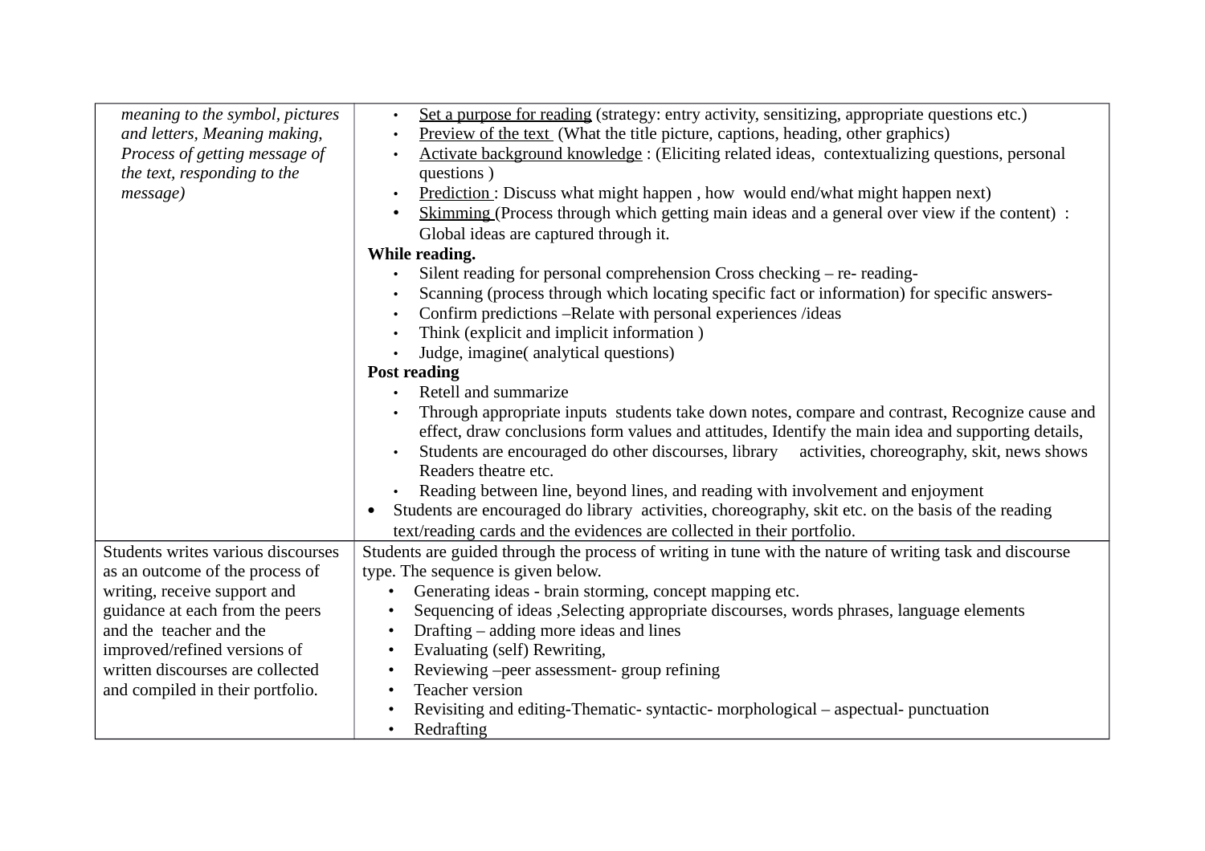| | |
|---|---|
| *meaning to the symbol, pictures and letters, Meaning making, Process of getting message of the text, responding to the message)* | • <u>Set a purpose for reading</u> (strategy: entry activity, sensitizing, appropriate questions etc.)<br>• <u>Preview of the text</u> (What the title picture, captions, heading, other graphics)<br>• <u>Activate background knowledge</u> : (Eliciting related ideas, contextualizing questions, personal questions )<br>• <u>Prediction</u> : Discuss what might happen , how would end/what might happen next)<br>• <u>Skimming</u> (Process through which getting main ideas and a general over view if the content) : Global ideas are captured through it.<br>**While reading.**<br>• Silent reading for personal comprehension Cross checking – re- reading-<br>• Scanning (process through which locating specific fact or information) for specific answers-<br>• Confirm predictions –Relate with personal experiences /ideas<br>• Think (explicit and implicit information )<br>• Judge, imagine( analytical questions)<br>**Post reading**<br>• Retell and summarize<br>• Through appropriate inputs students take down notes, compare and contrast, Recognize cause and effect, draw conclusions form values and attitudes, Identify the main idea and supporting details,<br>• Students are encouraged do other discourses, library activities, choreography, skit, news shows Readers theatre etc.<br>• Reading between line, beyond lines, and reading with involvement and enjoyment<br>• Students are encouraged do library activities, choreography, skit etc. on the basis of the reading text/reading cards and the evidences are collected in their portfolio. |
| Students writes various discourses as an outcome of the process of writing, receive support and guidance at each from the peers and the teacher and the improved/refined versions of written discourses are collected and compiled in their portfolio. | Students are guided through the process of writing in tune with the nature of writing task and discourse type. The sequence is given below.<br>• Generating ideas - brain storming, concept mapping etc.<br>• Sequencing of ideas ,Selecting appropriate discourses, words phrases, language elements<br>• Drafting – adding more ideas and lines<br>• Evaluating (self) Rewriting,<br>• Reviewing –peer assessment- group refining<br>• Teacher version<br>• Revisiting and editing-Thematic- syntactic- morphological – aspectual- punctuation<br>• Redrafting |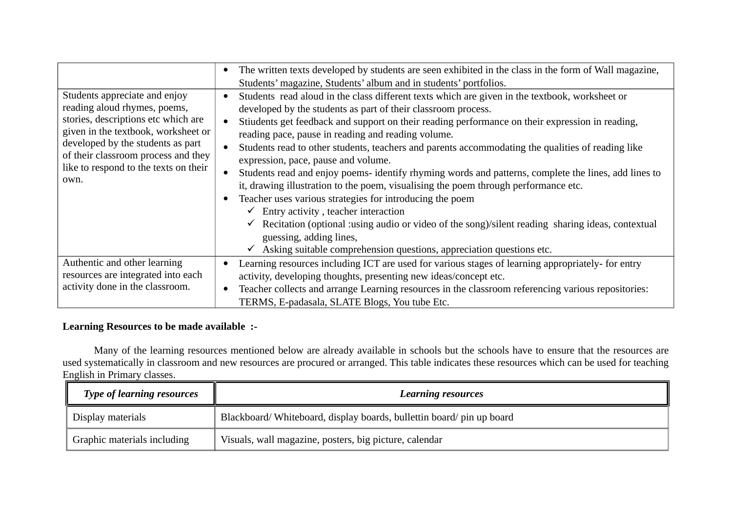| | |
|---|---|
| | • The written texts developed by students are seen exhibited in the class in the form of Wall magazine, Students' magazine, Students' album and in students' portfolios. |
| Students appreciate and enjoy reading aloud rhymes, poems, stories, descriptions etc which are given in the textbook, worksheet or developed by the students as part of their classroom process and they like to respond to the texts on their own. | • Students read aloud in the class different texts which are given in the textbook, worksheet or developed by the students as part of their classroom process.<br>• Stiudents get feedback and support on their reading performance on their expression in reading, reading pace, pause in reading and reading volume.<br>• Students read to other students, teachers and parents accommodating the qualities of reading like expression, pace, pause and volume.<br>• Students read and enjoy poems- identify rhyming words and patterns, complete the lines, add lines to it, drawing illustration to the poem, visualising the poem through performance etc.<br>• Teacher uses various strategies for introducing the poem<br>  ✓ Entry activity , teacher interaction<br>  ✓ Recitation (optional :using audio or video of the song)/silent reading sharing ideas, contextual guessing, adding lines,<br>  ✓ Asking suitable comprehension questions, appreciation questions etc. |
| Authentic and other learning resources are integrated into each activity done in the classroom. | • Learning resources including ICT are used for various stages of learning appropriately- for entry activity, developing thoughts, presenting new ideas/concept etc.<br>• Teacher collects and arrange Learning resources in the classroom referencing various repositories: TERMS, E-padasala, SLATE Blogs, You tube Etc. |

**Learning Resources to be made available :-**

Many of the learning resources mentioned below are already available in schools but the schools have to ensure that the resources are used systematically in classroom and new resources are procured or arranged. This table indicates these resources which can be used for teaching English in Primary classes.

| ***Type of learning resources*** | ***Learning resources*** |
|---|---|
| Display materials | Blackboard/ Whiteboard, display boards, bullettin board/ pin up board |
| Graphic materials including | Visuals, wall magazine, posters, big picture, calendar |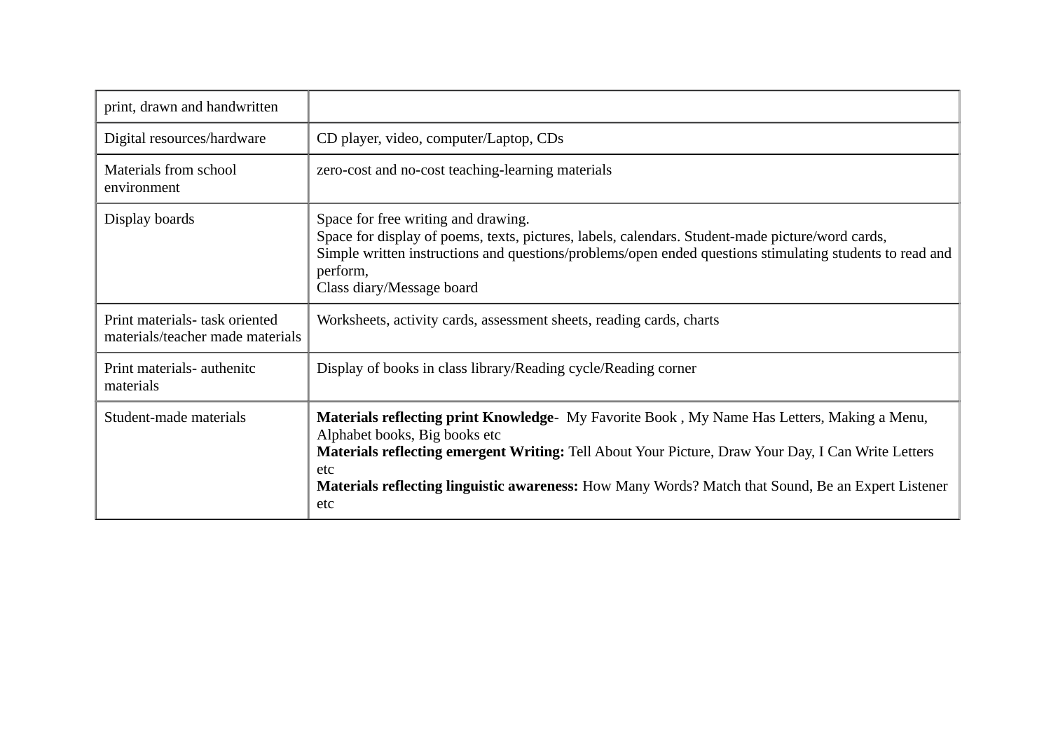| | |
|---|---|
| print, drawn and handwritten | |
| Digital resources/hardware | CD player, video, computer/Laptop, CDs |
| Materials from school environment | zero-cost and no-cost teaching-learning materials |
| Display boards | Space for free writing and drawing.<br>Space for display of poems, texts, pictures, labels, calendars. Student-made picture/word cards,<br>Simple written instructions and questions/problems/open ended questions stimulating students to read and perform,<br>Class diary/Message board |
| Print materials- task oriented materials/teacher made materials | Worksheets, activity cards, assessment sheets, reading cards, charts |
| Print materials- authenitc materials | Display of books in class library/Reading cycle/Reading corner |
| Student-made materials | **Materials reflecting print Knowledge**- My Favorite Book , My Name Has Letters, Making a Menu, Alphabet books, Big books etc<br>**Materials reflecting emergent Writing:** Tell About Your Picture, Draw Your Day, I Can Write Letters etc<br>**Materials reflecting linguistic awareness:** How Many Words? Match that Sound, Be an Expert Listener etc |